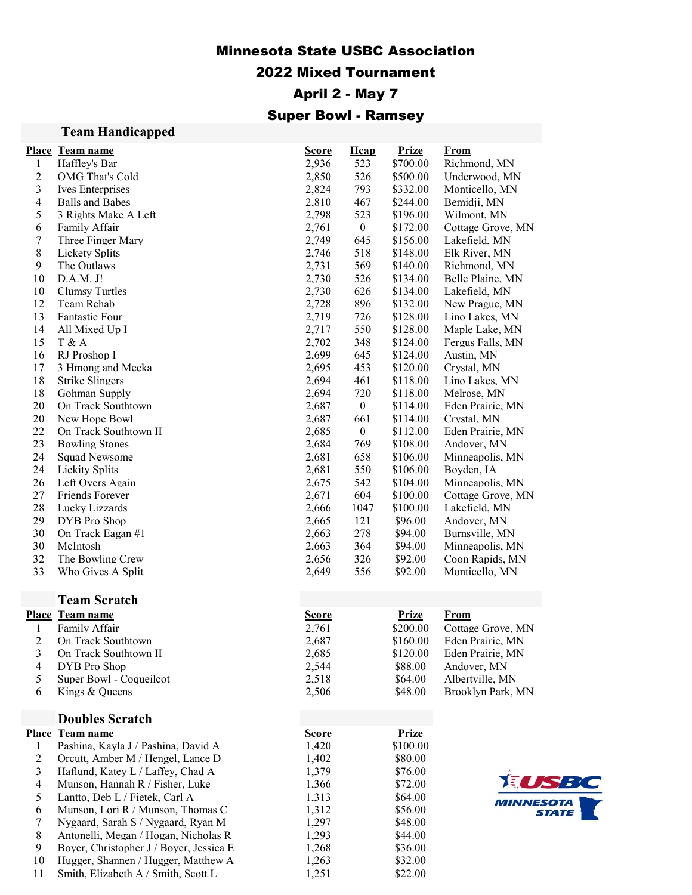# Minnesota State USBC Association

## 2022 Mixed Tournament

## April 2 - May 7

## Super Bowl - Ramsey

### Team Handicapped

| Place | Team name | Score | Hcap | Prize | From |
|---|---|---|---|---|---|
| 1 | Haffley's Bar | 2,936 | 523 | $700.00 | Richmond, MN |
| 2 | OMG That's Cold | 2,850 | 526 | $500.00 | Underwood, MN |
| 3 | Ives Enterprises | 2,824 | 793 | $332.00 | Monticello, MN |
| 4 | Balls and Babes | 2,810 | 467 | $244.00 | Bemidji, MN |
| 5 | 3 Rights Make A Left | 2,798 | 523 | $196.00 | Wilmont, MN |
| 6 | Family Affair | 2,761 | 0 | $172.00 | Cottage Grove, MN |
| 7 | Three Finger Mary | 2,749 | 645 | $156.00 | Lakefield, MN |
| 8 | Lickety Splits | 2,746 | 518 | $148.00 | Elk River, MN |
| 9 | The Outlaws | 2,731 | 569 | $140.00 | Richmond, MN |
| 10 | D.A.M. J! | 2,730 | 526 | $134.00 | Belle Plaine, MN |
| 10 | Clumsy Turtles | 2,730 | 626 | $134.00 | Lakefield, MN |
| 12 | Team Rehab | 2,728 | 896 | $132.00 | New Prague, MN |
| 13 | Fantastic Four | 2,719 | 726 | $128.00 | Lino Lakes, MN |
| 14 | All Mixed Up I | 2,717 | 550 | $128.00 | Maple Lake, MN |
| 15 | T & A | 2,702 | 348 | $124.00 | Fergus Falls, MN |
| 16 | RJ Proshop I | 2,699 | 645 | $124.00 | Austin, MN |
| 17 | 3 Hmong and Meeka | 2,695 | 453 | $120.00 | Crystal, MN |
| 18 | Strike Slingers | 2,694 | 461 | $118.00 | Lino Lakes, MN |
| 18 | Gohman Supply | 2,694 | 720 | $118.00 | Melrose, MN |
| 20 | On Track Southtown | 2,687 | 0 | $114.00 | Eden Prairie, MN |
| 20 | New Hope Bowl | 2,687 | 661 | $114.00 | Crystal, MN |
| 22 | On Track Southtown II | 2,685 | 0 | $112.00 | Eden Prairie, MN |
| 23 | Bowling Stones | 2,684 | 769 | $108.00 | Andover, MN |
| 24 | Squad Newsome | 2,681 | 658 | $106.00 | Minneapolis, MN |
| 24 | Lickity Splits | 2,681 | 550 | $106.00 | Boyden, IA |
| 26 | Left Overs Again | 2,675 | 542 | $104.00 | Minneapolis, MN |
| 27 | Friends Forever | 2,671 | 604 | $100.00 | Cottage Grove, MN |
| 28 | Lucky Lizzards | 2,666 | 1047 | $100.00 | Lakefield, MN |
| 29 | DYB Pro Shop | 2,665 | 121 | $96.00 | Andover, MN |
| 30 | On Track Eagan #1 | 2,663 | 278 | $94.00 | Burnsville, MN |
| 30 | McIntosh | 2,663 | 364 | $94.00 | Minneapolis, MN |
| 32 | The Bowling Crew | 2,656 | 326 | $92.00 | Coon Rapids, MN |
| 33 | Who Gives A Split | 2,649 | 556 | $92.00 | Monticello, MN |

### Team Scratch

| Place | Team name | Score | Prize | From |
|---|---|---|---|---|
| 1 | Family Affair | 2,761 | $200.00 | Cottage Grove, MN |
| 2 | On Track Southtown | 2,687 | $160.00 | Eden Prairie, MN |
| 3 | On Track Southtown II | 2,685 | $120.00 | Eden Prairie, MN |
| 4 | DYB Pro Shop | 2,544 | $88.00 | Andover, MN |
| 5 | Super Bowl - Coqueilcot | 2,518 | $64.00 | Albertville, MN |
| 6 | Kings & Queens | 2,506 | $48.00 | Brooklyn Park, MN |

### Doubles Scratch

| Place | Team name | Score | Prize |
|---|---|---|---|
| 1 | Pashina, Kayla J / Pashina, David A | 1,420 | $100.00 |
| 2 | Orcutt, Amber M / Hengel, Lance D | 1,402 | $80.00 |
| 3 | Haflund, Katey L / Laffey, Chad A | 1,379 | $76.00 |
| 4 | Munson, Hannah R / Fisher, Luke | 1,366 | $72.00 |
| 5 | Lantto, Deb L / Fietek, Carl A | 1,313 | $64.00 |
| 6 | Munson, Lori R / Munson, Thomas C | 1,312 | $56.00 |
| 7 | Nygaard, Sarah S / Nygaard, Ryan M | 1,297 | $48.00 |
| 8 | Antonelli, Megan / Hogan, Nicholas R | 1,293 | $44.00 |
| 9 | Boyer, Christopher J / Boyer, Jessica E | 1,268 | $36.00 |
| 10 | Hugger, Shannen / Hugger, Matthew A | 1,263 | $32.00 |
| 11 | Smith, Elizabeth A / Smith, Scott L | 1,251 | $22.00 |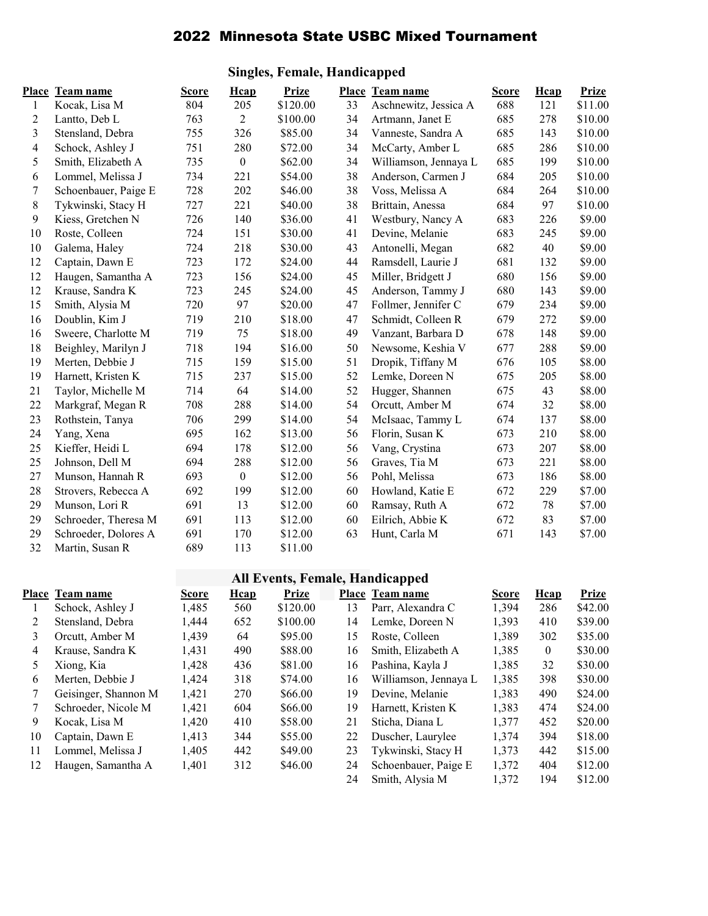# 2022 Minnesota State USBC Mixed Tournament

## Singles, Female, Handicapped

| Place | Team name | Score | Hcap | Prize |
|---|---|---|---|---|
| 1 | Kocak, Lisa M | 804 | 205 | $120.00 |
| 2 | Lantto, Deb L | 763 | 2 | $100.00 |
| 3 | Stensland, Debra | 755 | 326 | $85.00 |
| 4 | Schock, Ashley J | 751 | 280 | $72.00 |
| 5 | Smith, Elizabeth A | 735 | 0 | $62.00 |
| 6 | Lommel, Melissa J | 734 | 221 | $54.00 |
| 7 | Schoenbauer, Paige E | 728 | 202 | $46.00 |
| 8 | Tykwinski, Stacy H | 727 | 221 | $40.00 |
| 9 | Kiess, Gretchen N | 726 | 140 | $36.00 |
| 10 | Roste, Colleen | 724 | 151 | $30.00 |
| 10 | Galema, Haley | 724 | 218 | $30.00 |
| 12 | Captain, Dawn E | 723 | 172 | $24.00 |
| 12 | Haugen, Samantha A | 723 | 156 | $24.00 |
| 12 | Krause, Sandra K | 723 | 245 | $24.00 |
| 15 | Smith, Alysia M | 720 | 97 | $20.00 |
| 16 | Doublin, Kim J | 719 | 210 | $18.00 |
| 16 | Sweere, Charlotte M | 719 | 75 | $18.00 |
| 18 | Beighley, Marilyn J | 718 | 194 | $16.00 |
| 19 | Merten, Debbie J | 715 | 159 | $15.00 |
| 19 | Harnett, Kristen K | 715 | 237 | $15.00 |
| 21 | Taylor, Michelle M | 714 | 64 | $14.00 |
| 22 | Markgraf, Megan R | 708 | 288 | $14.00 |
| 23 | Rothstein, Tanya | 706 | 299 | $14.00 |
| 24 | Yang, Xena | 695 | 162 | $13.00 |
| 25 | Kieffer, Heidi L | 694 | 178 | $12.00 |
| 25 | Johnson, Dell M | 694 | 288 | $12.00 |
| 27 | Munson, Hannah R | 693 | 0 | $12.00 |
| 28 | Strovers, Rebecca A | 692 | 199 | $12.00 |
| 29 | Munson, Lori R | 691 | 13 | $12.00 |
| 29 | Schroeder, Theresa M | 691 | 113 | $12.00 |
| 29 | Schroeder, Dolores A | 691 | 170 | $12.00 |
| 32 | Martin, Susan R | 689 | 113 | $11.00 |
| 33 | Aschnewitz, Jessica A | 688 | 121 | $11.00 |
| 34 | Artmann, Janet E | 685 | 278 | $10.00 |
| 34 | Vanneste, Sandra A | 685 | 143 | $10.00 |
| 34 | McCarty, Amber L | 685 | 286 | $10.00 |
| 34 | Williamson, Jennaya L | 685 | 199 | $10.00 |
| 38 | Anderson, Carmen J | 684 | 205 | $10.00 |
| 38 | Voss, Melissa A | 684 | 264 | $10.00 |
| 38 | Brittain, Anessa | 684 | 97 | $10.00 |
| 41 | Westbury, Nancy A | 683 | 226 | $9.00 |
| 41 | Devine, Melanie | 683 | 245 | $9.00 |
| 43 | Antonelli, Megan | 682 | 40 | $9.00 |
| 44 | Ramsdell, Laurie J | 681 | 132 | $9.00 |
| 45 | Miller, Bridgett J | 680 | 156 | $9.00 |
| 45 | Anderson, Tammy J | 680 | 143 | $9.00 |
| 47 | Follmer, Jennifer C | 679 | 234 | $9.00 |
| 47 | Schmidt, Colleen R | 679 | 272 | $9.00 |
| 49 | Vanzant, Barbara D | 678 | 148 | $9.00 |
| 50 | Newsome, Keshia V | 677 | 288 | $9.00 |
| 51 | Dropik, Tiffany M | 676 | 105 | $8.00 |
| 52 | Lemke, Doreen N | 675 | 205 | $8.00 |
| 52 | Hugger, Shannen | 675 | 43 | $8.00 |
| 54 | Orcutt, Amber M | 674 | 32 | $8.00 |
| 54 | McIsaac, Tammy L | 674 | 137 | $8.00 |
| 56 | Florin, Susan K | 673 | 210 | $8.00 |
| 56 | Vang, Crystina | 673 | 207 | $8.00 |
| 56 | Graves, Tia M | 673 | 221 | $8.00 |
| 56 | Pohl, Melissa | 673 | 186 | $8.00 |
| 60 | Howland, Katie E | 672 | 229 | $7.00 |
| 60 | Ramsay, Ruth A | 672 | 78 | $7.00 |
| 60 | Eilrich, Abbie K | 672 | 83 | $7.00 |
| 63 | Hunt, Carla M | 671 | 143 | $7.00 |

## All Events, Female, Handicapped

| Place | Team name | Score | Hcap | Prize |
|---|---|---|---|---|
| 1 | Schock, Ashley J | 1,485 | 560 | $120.00 |
| 2 | Stensland, Debra | 1,444 | 652 | $100.00 |
| 3 | Orcutt, Amber M | 1,439 | 64 | $95.00 |
| 4 | Krause, Sandra K | 1,431 | 490 | $88.00 |
| 5 | Xiong, Kia | 1,428 | 436 | $81.00 |
| 6 | Merten, Debbie J | 1,424 | 318 | $74.00 |
| 7 | Geisinger, Shannon M | 1,421 | 270 | $66.00 |
| 7 | Schroeder, Nicole M | 1,421 | 604 | $66.00 |
| 9 | Kocak, Lisa M | 1,420 | 410 | $58.00 |
| 10 | Captain, Dawn E | 1,413 | 344 | $55.00 |
| 11 | Lommel, Melissa J | 1,405 | 442 | $49.00 |
| 12 | Haugen, Samantha A | 1,401 | 312 | $46.00 |
| 13 | Parr, Alexandra C | 1,394 | 286 | $42.00 |
| 14 | Lemke, Doreen N | 1,393 | 410 | $39.00 |
| 15 | Roste, Colleen | 1,389 | 302 | $35.00 |
| 16 | Smith, Elizabeth A | 1,385 | 0 | $30.00 |
| 16 | Pashina, Kayla J | 1,385 | 32 | $30.00 |
| 16 | Williamson, Jennaya L | 1,385 | 398 | $30.00 |
| 19 | Devine, Melanie | 1,383 | 490 | $24.00 |
| 19 | Harnett, Kristen K | 1,383 | 474 | $24.00 |
| 21 | Sticha, Diana L | 1,377 | 452 | $20.00 |
| 22 | Duscher, Laurylee | 1,374 | 394 | $18.00 |
| 23 | Tykwinski, Stacy H | 1,373 | 442 | $15.00 |
| 24 | Schoenbauer, Paige E | 1,372 | 404 | $12.00 |
| 24 | Smith, Alysia M | 1,372 | 194 | $12.00 |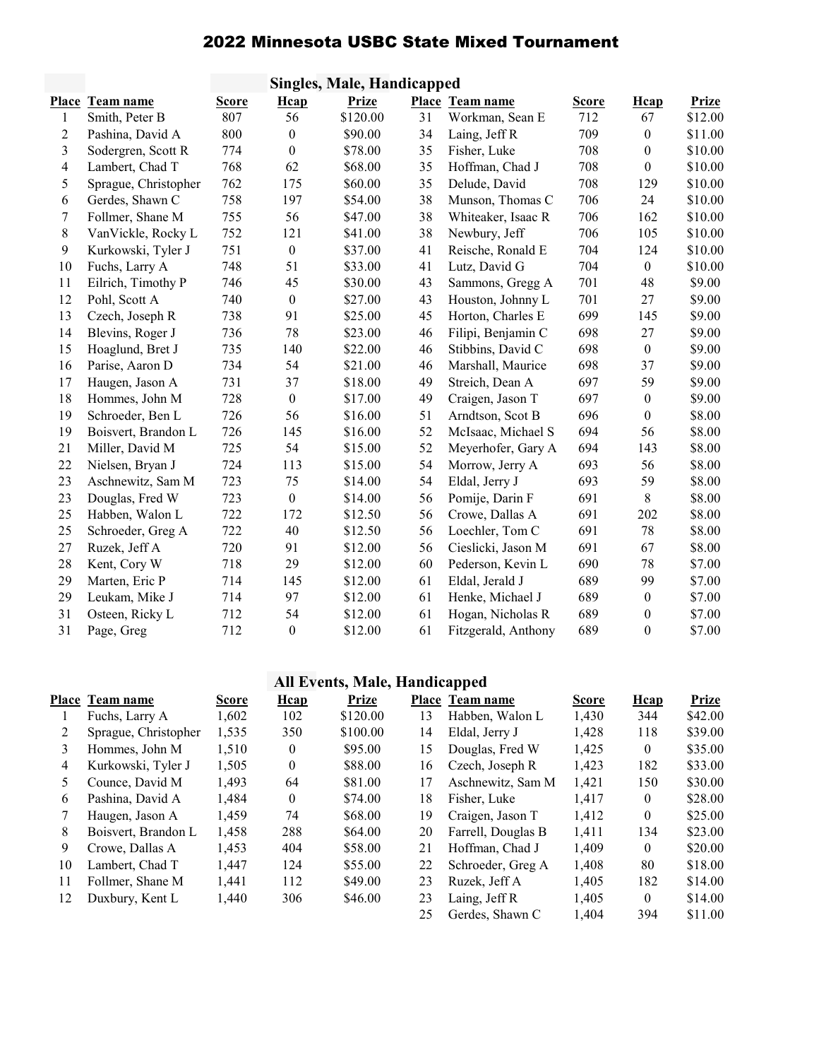# 2022 Minnesota USBC State Mixed Tournament

## Singles, Male, Handicapped

| Place | Team name | Score | Hcap | Prize |
|---|---|---|---|---|
| 1 | Smith, Peter B | 807 | 56 | $120.00 |
| 2 | Pashina, David A | 800 | 0 | $90.00 |
| 3 | Sodergren, Scott R | 774 | 0 | $78.00 |
| 4 | Lambert, Chad T | 768 | 62 | $68.00 |
| 5 | Sprague, Christopher | 762 | 175 | $60.00 |
| 6 | Gerdes, Shawn C | 758 | 197 | $54.00 |
| 7 | Follmer, Shane M | 755 | 56 | $47.00 |
| 8 | VanVickle, Rocky L | 752 | 121 | $41.00 |
| 9 | Kurkowski, Tyler J | 751 | 0 | $37.00 |
| 10 | Fuchs, Larry A | 748 | 51 | $33.00 |
| 11 | Eilrich, Timothy P | 746 | 45 | $30.00 |
| 12 | Pohl, Scott A | 740 | 0 | $27.00 |
| 13 | Czech, Joseph R | 738 | 91 | $25.00 |
| 14 | Blevins, Roger J | 736 | 78 | $23.00 |
| 15 | Hoaglund, Bret J | 735 | 140 | $22.00 |
| 16 | Parise, Aaron D | 734 | 54 | $21.00 |
| 17 | Haugen, Jason A | 731 | 37 | $18.00 |
| 18 | Hommes, John M | 728 | 0 | $17.00 |
| 19 | Schroeder, Ben L | 726 | 56 | $16.00 |
| 19 | Boisvert, Brandon L | 726 | 145 | $16.00 |
| 21 | Miller, David M | 725 | 54 | $15.00 |
| 22 | Nielsen, Bryan J | 724 | 113 | $15.00 |
| 23 | Aschnewitz, Sam M | 723 | 75 | $14.00 |
| 23 | Douglas, Fred W | 723 | 0 | $14.00 |
| 25 | Habben, Walon L | 722 | 172 | $12.50 |
| 25 | Schroeder, Greg A | 722 | 40 | $12.50 |
| 27 | Ruzek, Jeff A | 720 | 91 | $12.00 |
| 28 | Kent, Cory W | 718 | 29 | $12.00 |
| 29 | Marten, Eric P | 714 | 145 | $12.00 |
| 29 | Leukam, Mike J | 714 | 97 | $12.00 |
| 31 | Osteen, Ricky L | 712 | 54 | $12.00 |
| 31 | Page, Greg | 712 | 0 | $12.00 |
| 31 | Workman, Sean E | 712 | 67 | $12.00 |
| 34 | Laing, Jeff R | 709 | 0 | $11.00 |
| 35 | Fisher, Luke | 708 | 0 | $10.00 |
| 35 | Hoffman, Chad J | 708 | 0 | $10.00 |
| 35 | Delude, David | 708 | 129 | $10.00 |
| 38 | Munson, Thomas C | 706 | 24 | $10.00 |
| 38 | Whiteaker, Isaac R | 706 | 162 | $10.00 |
| 38 | Newbury, Jeff | 706 | 105 | $10.00 |
| 41 | Reische, Ronald E | 704 | 124 | $10.00 |
| 41 | Lutz, David G | 704 | 0 | $10.00 |
| 43 | Sammons, Gregg A | 701 | 48 | $9.00 |
| 43 | Houston, Johnny L | 701 | 27 | $9.00 |
| 45 | Horton, Charles E | 699 | 145 | $9.00 |
| 46 | Filipi, Benjamin C | 698 | 27 | $9.00 |
| 46 | Stibbins, David C | 698 | 0 | $9.00 |
| 46 | Marshall, Maurice | 698 | 37 | $9.00 |
| 49 | Streich, Dean A | 697 | 59 | $9.00 |
| 49 | Craigen, Jason T | 697 | 0 | $9.00 |
| 51 | Arndtson, Scot B | 696 | 0 | $8.00 |
| 52 | McIsaac, Michael S | 694 | 56 | $8.00 |
| 52 | Meyerhofer, Gary A | 694 | 143 | $8.00 |
| 54 | Morrow, Jerry A | 693 | 56 | $8.00 |
| 54 | Eldal, Jerry J | 693 | 59 | $8.00 |
| 56 | Pomije, Darin F | 691 | 8 | $8.00 |
| 56 | Crowe, Dallas A | 691 | 202 | $8.00 |
| 56 | Loechler, Tom C | 691 | 78 | $8.00 |
| 56 | Cieslicki, Jason M | 691 | 67 | $8.00 |
| 60 | Pederson, Kevin L | 690 | 78 | $7.00 |
| 61 | Eldal, Jerald J | 689 | 99 | $7.00 |
| 61 | Henke, Michael J | 689 | 0 | $7.00 |
| 61 | Hogan, Nicholas R | 689 | 0 | $7.00 |
| 61 | Fitzgerald, Anthony | 689 | 0 | $7.00 |

## All Events, Male, Handicapped

| Place | Team name | Score | Hcap | Prize |
|---|---|---|---|---|
| 1 | Fuchs, Larry A | 1,602 | 102 | $120.00 |
| 2 | Sprague, Christopher | 1,535 | 350 | $100.00 |
| 3 | Hommes, John M | 1,510 | 0 | $95.00 |
| 4 | Kurkowski, Tyler J | 1,505 | 0 | $88.00 |
| 5 | Counce, David M | 1,493 | 64 | $81.00 |
| 6 | Pashina, David A | 1,484 | 0 | $74.00 |
| 7 | Haugen, Jason A | 1,459 | 74 | $68.00 |
| 8 | Boisvert, Brandon L | 1,458 | 288 | $64.00 |
| 9 | Crowe, Dallas A | 1,453 | 404 | $58.00 |
| 10 | Lambert, Chad T | 1,447 | 124 | $55.00 |
| 11 | Follmer, Shane M | 1,441 | 112 | $49.00 |
| 12 | Duxbury, Kent L | 1,440 | 306 | $46.00 |
| 13 | Habben, Walon L | 1,430 | 344 | $42.00 |
| 14 | Eldal, Jerry J | 1,428 | 118 | $39.00 |
| 15 | Douglas, Fred W | 1,425 | 0 | $35.00 |
| 16 | Czech, Joseph R | 1,423 | 182 | $33.00 |
| 17 | Aschnewitz, Sam M | 1,421 | 150 | $30.00 |
| 18 | Fisher, Luke | 1,417 | 0 | $28.00 |
| 19 | Craigen, Jason T | 1,412 | 0 | $25.00 |
| 20 | Farrell, Douglas B | 1,411 | 134 | $23.00 |
| 21 | Hoffman, Chad J | 1,409 | 0 | $20.00 |
| 22 | Schroeder, Greg A | 1,408 | 80 | $18.00 |
| 23 | Ruzek, Jeff A | 1,405 | 182 | $14.00 |
| 23 | Laing, Jeff R | 1,405 | 0 | $14.00 |
| 25 | Gerdes, Shawn C | 1,404 | 394 | $11.00 |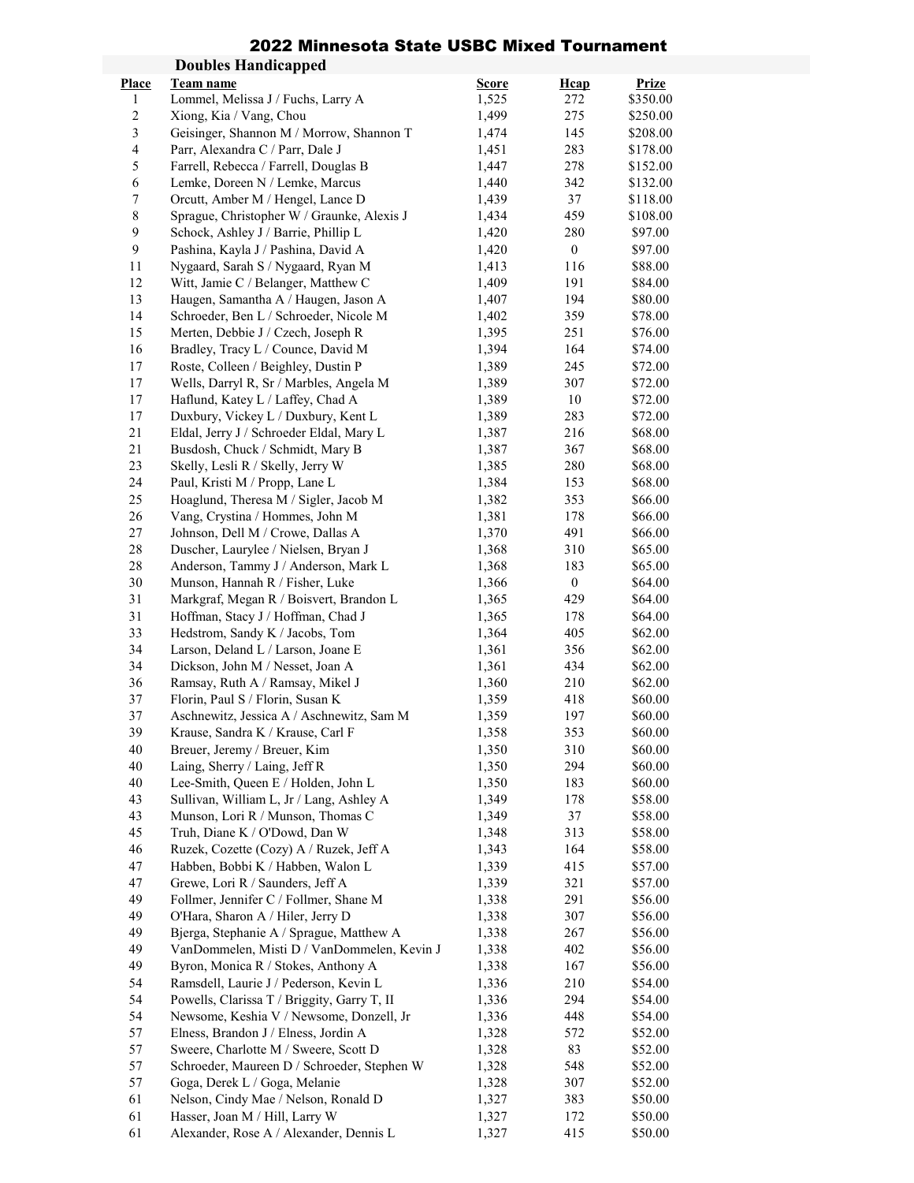# 2022 Minnesota State USBC Mixed Tournament

## Doubles Handicapped

| Place | Team name | Score | Hcap | Prize |
|---|---|---|---|---|
| 1 | Lommel, Melissa J / Fuchs, Larry A | 1,525 | 272 | $350.00 |
| 2 | Xiong, Kia / Vang, Chou | 1,499 | 275 | $250.00 |
| 3 | Geisinger, Shannon M / Morrow, Shannon T | 1,474 | 145 | $208.00 |
| 4 | Parr, Alexandra C / Parr, Dale J | 1,451 | 283 | $178.00 |
| 5 | Farrell, Rebecca / Farrell, Douglas B | 1,447 | 278 | $152.00 |
| 6 | Lemke, Doreen N / Lemke, Marcus | 1,440 | 342 | $132.00 |
| 7 | Orcutt, Amber M / Hengel, Lance D | 1,439 | 37 | $118.00 |
| 8 | Sprague, Christopher W / Graunke, Alexis J | 1,434 | 459 | $108.00 |
| 9 | Schock, Ashley J / Barrie, Phillip L | 1,420 | 280 | $97.00 |
| 9 | Pashina, Kayla J / Pashina, David A | 1,420 | 0 | $97.00 |
| 11 | Nygaard, Sarah S / Nygaard, Ryan M | 1,413 | 116 | $88.00 |
| 12 | Witt, Jamie C / Belanger, Matthew C | 1,409 | 191 | $84.00 |
| 13 | Haugen, Samantha A / Haugen, Jason A | 1,407 | 194 | $80.00 |
| 14 | Schroeder, Ben L / Schroeder, Nicole M | 1,402 | 359 | $78.00 |
| 15 | Merten, Debbie J / Czech, Joseph R | 1,395 | 251 | $76.00 |
| 16 | Bradley, Tracy L / Counce, David M | 1,394 | 164 | $74.00 |
| 17 | Roste, Colleen / Beighley, Dustin P | 1,389 | 245 | $72.00 |
| 17 | Wells, Darryl R, Sr / Marbles, Angela M | 1,389 | 307 | $72.00 |
| 17 | Haflund, Katey L / Laffey, Chad A | 1,389 | 10 | $72.00 |
| 17 | Duxbury, Vickey L / Duxbury, Kent L | 1,389 | 283 | $72.00 |
| 21 | Eldal, Jerry J / Schroeder Eldal, Mary L | 1,387 | 216 | $68.00 |
| 21 | Busdosh, Chuck / Schmidt, Mary B | 1,387 | 367 | $68.00 |
| 23 | Skelly, Lesli R / Skelly, Jerry W | 1,385 | 280 | $68.00 |
| 24 | Paul, Kristi M / Propp, Lane L | 1,384 | 153 | $68.00 |
| 25 | Hoaglund, Theresa M / Sigler, Jacob M | 1,382 | 353 | $66.00 |
| 26 | Vang, Crystina / Hommes, John M | 1,381 | 178 | $66.00 |
| 27 | Johnson, Dell M / Crowe, Dallas A | 1,370 | 491 | $66.00 |
| 28 | Duscher, Laurylee / Nielsen, Bryan J | 1,368 | 310 | $65.00 |
| 28 | Anderson, Tammy J / Anderson, Mark L | 1,368 | 183 | $65.00 |
| 30 | Munson, Hannah R / Fisher, Luke | 1,366 | 0 | $64.00 |
| 31 | Markgraf, Megan R / Boisvert, Brandon L | 1,365 | 429 | $64.00 |
| 31 | Hoffman, Stacy J / Hoffman, Chad J | 1,365 | 178 | $64.00 |
| 33 | Hedstrom, Sandy K / Jacobs, Tom | 1,364 | 405 | $62.00 |
| 34 | Larson, Deland L / Larson, Joane E | 1,361 | 356 | $62.00 |
| 34 | Dickson, John M / Nesset, Joan A | 1,361 | 434 | $62.00 |
| 36 | Ramsay, Ruth A / Ramsay, Mikel J | 1,360 | 210 | $62.00 |
| 37 | Florin, Paul S / Florin, Susan K | 1,359 | 418 | $60.00 |
| 37 | Aschnewitz, Jessica A / Aschnewitz, Sam M | 1,359 | 197 | $60.00 |
| 39 | Krause, Sandra K / Krause, Carl F | 1,358 | 353 | $60.00 |
| 40 | Breuer, Jeremy / Breuer, Kim | 1,350 | 310 | $60.00 |
| 40 | Laing, Sherry / Laing, Jeff R | 1,350 | 294 | $60.00 |
| 40 | Lee-Smith, Queen E / Holden, John L | 1,350 | 183 | $60.00 |
| 43 | Sullivan, William L, Jr / Lang, Ashley A | 1,349 | 178 | $58.00 |
| 43 | Munson, Lori R / Munson, Thomas C | 1,349 | 37 | $58.00 |
| 45 | Truh, Diane K / O'Dowd, Dan W | 1,348 | 313 | $58.00 |
| 46 | Ruzek, Cozette (Cozy) A / Ruzek, Jeff A | 1,343 | 164 | $58.00 |
| 47 | Habben, Bobbi K / Habben, Walon L | 1,339 | 415 | $57.00 |
| 47 | Grewe, Lori R / Saunders, Jeff A | 1,339 | 321 | $57.00 |
| 49 | Follmer, Jennifer C / Follmer, Shane M | 1,338 | 291 | $56.00 |
| 49 | O'Hara, Sharon A / Hiler, Jerry D | 1,338 | 307 | $56.00 |
| 49 | Bjerga, Stephanie A / Sprague, Matthew A | 1,338 | 267 | $56.00 |
| 49 | VanDommelen, Misti D / VanDommelen, Kevin J | 1,338 | 402 | $56.00 |
| 49 | Byron, Monica R / Stokes, Anthony A | 1,338 | 167 | $56.00 |
| 54 | Ramsdell, Laurie J / Pederson, Kevin L | 1,336 | 210 | $54.00 |
| 54 | Powells, Clarissa T / Briggity, Garry T, II | 1,336 | 294 | $54.00 |
| 54 | Newsome, Keshia V / Newsome, Donzell, Jr | 1,336 | 448 | $54.00 |
| 57 | Elness, Brandon J / Elness, Jordin A | 1,328 | 572 | $52.00 |
| 57 | Sweere, Charlotte M / Sweere, Scott D | 1,328 | 83 | $52.00 |
| 57 | Schroeder, Maureen D / Schroeder, Stephen W | 1,328 | 548 | $52.00 |
| 57 | Goga, Derek L / Goga, Melanie | 1,328 | 307 | $52.00 |
| 61 | Nelson, Cindy Mae / Nelson, Ronald D | 1,327 | 383 | $50.00 |
| 61 | Hasser, Joan M / Hill, Larry W | 1,327 | 172 | $50.00 |
| 61 | Alexander, Rose A / Alexander, Dennis L | 1,327 | 415 | $50.00 |